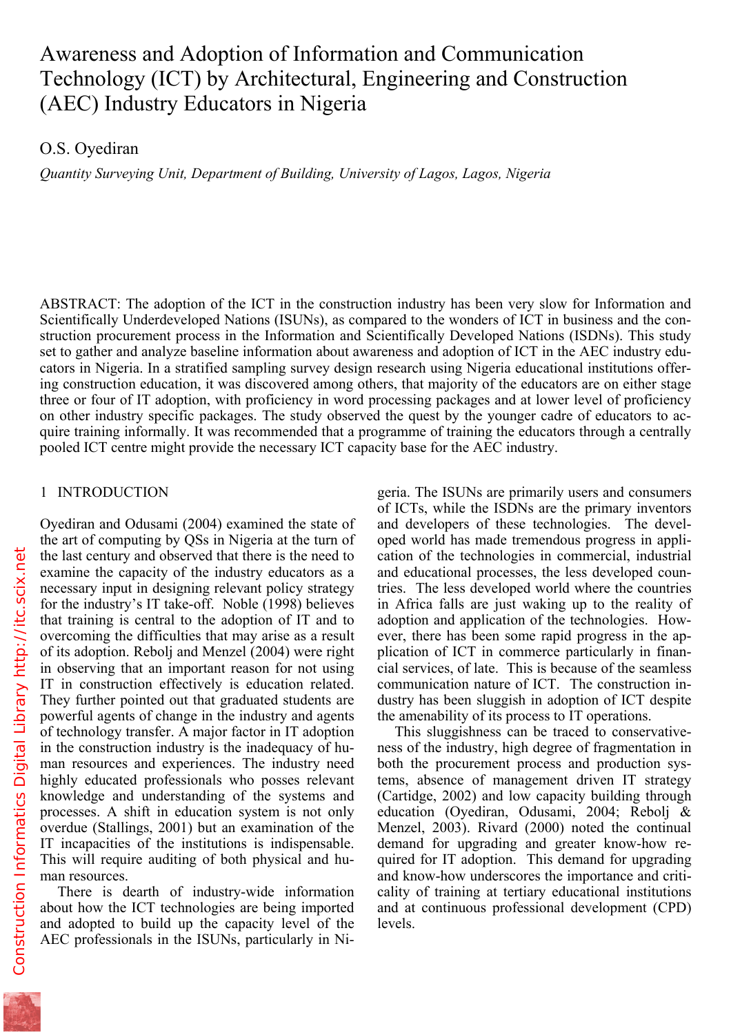# Awareness and Adoption of Information and Communication Technology (ICT) by Architectural, Engineering and Construction (AEC) Industry Educators in Nigeria

O.S. Oyediran

*Quantity Surveying Unit, Department of Building, University of Lagos, Lagos, Nigeria*

ABSTRACT: The adoption of the ICT in the construction industry has been very slow for Information and Scientifically Underdeveloped Nations (ISUNs), as compared to the wonders of ICT in business and the construction procurement process in the Information and Scientifically Developed Nations (ISDNs). This study set to gather and analyze baseline information about awareness and adoption of ICT in the AEC industry educators in Nigeria. In a stratified sampling survey design research using Nigeria educational institutions offering construction education, it was discovered among others, that majority of the educators are on either stage three or four of IT adoption, with proficiency in word processing packages and at lower level of proficiency on other industry specific packages. The study observed the quest by the younger cadre of educators to acquire training informally. It was recommended that a programme of training the educators through a centrally pooled ICT centre might provide the necessary ICT capacity base for the AEC industry.

## 1 INTRODUCTION

Oyediran and Odusami (2004) examined the state of the art of computing by QSs in Nigeria at the turn of the last century and observed that there is the need to examine the capacity of the industry educators as a necessary input in designing relevant policy strategy for the industry's IT take-off. Noble (1998) believes that training is central to the adoption of IT and to overcoming the difficulties that may arise as a result of its adoption. Rebolj and Menzel (2004) were right in observing that an important reason for not using IT in construction effectively is education related. They further pointed out that graduated students are powerful agents of change in the industry and agents of technology transfer. A major factor in IT adoption in the construction industry is the inadequacy of human resources and experiences. The industry need highly educated professionals who posses relevant knowledge and understanding of the systems and processes. A shift in education system is not only overdue (Stallings, 2001) but an examination of the IT incapacities of the institutions is indispensable. This will require auditing of both physical and human resources.

There is dearth of industry-wide information about how the ICT technologies are being imported and adopted to build up the capacity level of the AEC professionals in the ISUNs, particularly in Nigeria. The ISUNs are primarily users and consumers of ICTs, while the ISDNs are the primary inventors and developers of these technologies. The developed world has made tremendous progress in application of the technologies in commercial, industrial and educational processes, the less developed countries. The less developed world where the countries in Africa falls are just waking up to the reality of adoption and application of the technologies. However, there has been some rapid progress in the application of ICT in commerce particularly in financial services, of late. This is because of the seamless communication nature of ICT. The construction industry has been sluggish in adoption of ICT despite the amenability of its process to IT operations.

This sluggishness can be traced to conservativeness of the industry, high degree of fragmentation in both the procurement process and production systems, absence of management driven IT strategy (Cartidge, 2002) and low capacity building through education (Oyediran, Odusami, 2004; Rebolj & Menzel, 2003). Rivard (2000) noted the continual demand for upgrading and greater know-how required for IT adoption. This demand for upgrading and know-how underscores the importance and criticality of training at tertiary educational institutions and at continuous professional development (CPD) levels.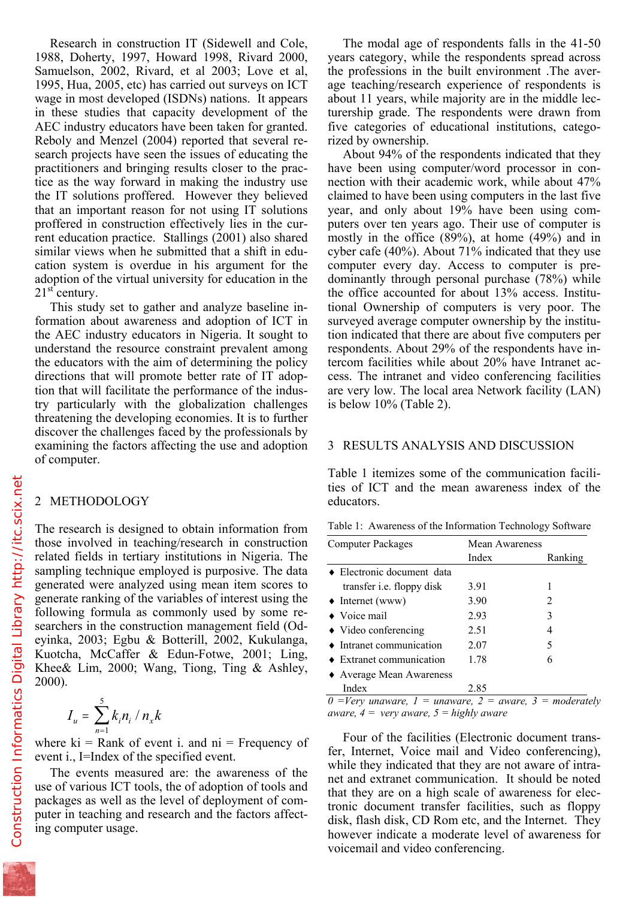Research in construction IT (Sidewell and Cole, 1988, Doherty, 1997, Howard 1998, Rivard 2000, Samuelson, 2002, Rivard, et al 2003; Love et al, 1995, Hua, 2005, etc) has carried out surveys on ICT wage in most developed (ISDNs) nations. It appears in these studies that capacity development of the AEC industry educators have been taken for granted. Reboly and Menzel (2004) reported that several research projects have seen the issues of educating the practitioners and bringing results closer to the practice as the way forward in making the industry use the IT solutions proffered. However they believed that an important reason for not using IT solutions proffered in construction effectively lies in the current education practice. Stallings (2001) also shared similar views when he submitted that a shift in education system is overdue in his argument for the adoption of the virtual university for education in the 21st century.

This study set to gather and analyze baseline information about awareness and adoption of ICT in the AEC industry educators in Nigeria. It sought to understand the resource constraint prevalent among the educators with the aim of determining the policy directions that will promote better rate of IT adoption that will facilitate the performance of the industry particularly with the globalization challenges threatening the developing economies. It is to further discover the challenges faced by the professionals by examining the factors affecting the use and adoption of computer.

## 2 METHODOLOGY

The research is designed to obtain information from those involved in teaching/research in construction related fields in tertiary institutions in Nigeria. The sampling technique employed is purposive. The data generated were analyzed using mean item scores to generate ranking of the variables of interest using the following formula as commonly used by some researchers in the construction management field (Odeyinka, 2003; Egbu & Botterill, 2002, Kukulanga, Kuotcha, McCaffer & Edun-Fotwe, 2001; Ling, Khee& Lim, 2000; Wang, Tiong, Ting & Ashley, 2000).

$$I_u = \sum_{n=1}^{5} k_i n_i / n_x k$$

where ki = Rank of event i. and ni = Frequency of event i., I=Index of the specified event.

The events measured are: the awareness of the use of various ICT tools, the of adoption of tools and packages as well as the level of deployment of computer in teaching and research and the factors affecting computer usage.

The modal age of respondents falls in the 41-50 years category, while the respondents spread across the professions in the built environment .The average teaching/research experience of respondents is about 11 years, while majority are in the middle lectureship grade. The respondents were drawn from five categories of educational institutions, categorized by ownership.

About 94% of the respondents indicated that they have been using computer/word processor in connection with their academic work, while about 47% claimed to have been using computers in the last five year, and only about 19% have been using computers over ten years ago. Their use of computer is mostly in the office (89%), at home (49%) and in cyber cafe (40%). About 71% indicated that they use computer every day. Access to computer is predominantly through personal purchase (78%) while the office accounted for about 13% access. Institutional Ownership of computers is very poor. The surveyed average computer ownership by the institution indicated that there are about five computers per respondents. About 29% of the respondents have intercom facilities while about 20% have Intranet access. The intranet and video conferencing facilities are very low. The local area Network facility (LAN) is below 10% (Table 2).

## 3 RESULTS ANALYSIS AND DISCUSSION

Table 1 itemizes some of the communication facilities of ICT and the mean awareness index of the educators.

Table 1: Awareness of the Information Technology Software

| Computer Packages | Mean Awareness Index | Ranking |
|---|---|---|
| ♦ Electronic document data transfer i.e. floppy disk | 3.91 | 1 |
| ♦ Internet (www) | 3.90 | 2 |
| ♦ Voice mail | 2.93 | 3 |
| ♦ Video conferencing | 2.51 | 4 |
| ♦ Intranet communication | 2.07 | 5 |
| ♦ Extranet communication | 1.78 | 6 |
| ♦ Average Mean Awareness Index | 2.85 | |

*0 =Very unaware, 1 = unaware, 2 = aware, 3 = moderately aware, 4 = very aware, 5 = highly aware*

Four of the facilities (Electronic document transfer, Internet, Voice mail and Video conferencing), while they indicated that they are not aware of intranet and extranet communication. It should be noted that they are on a high scale of awareness for electronic document transfer facilities, such as floppy disk, flash disk, CD Rom etc, and the Internet. They however indicate a moderate level of awareness for voicemail and video conferencing.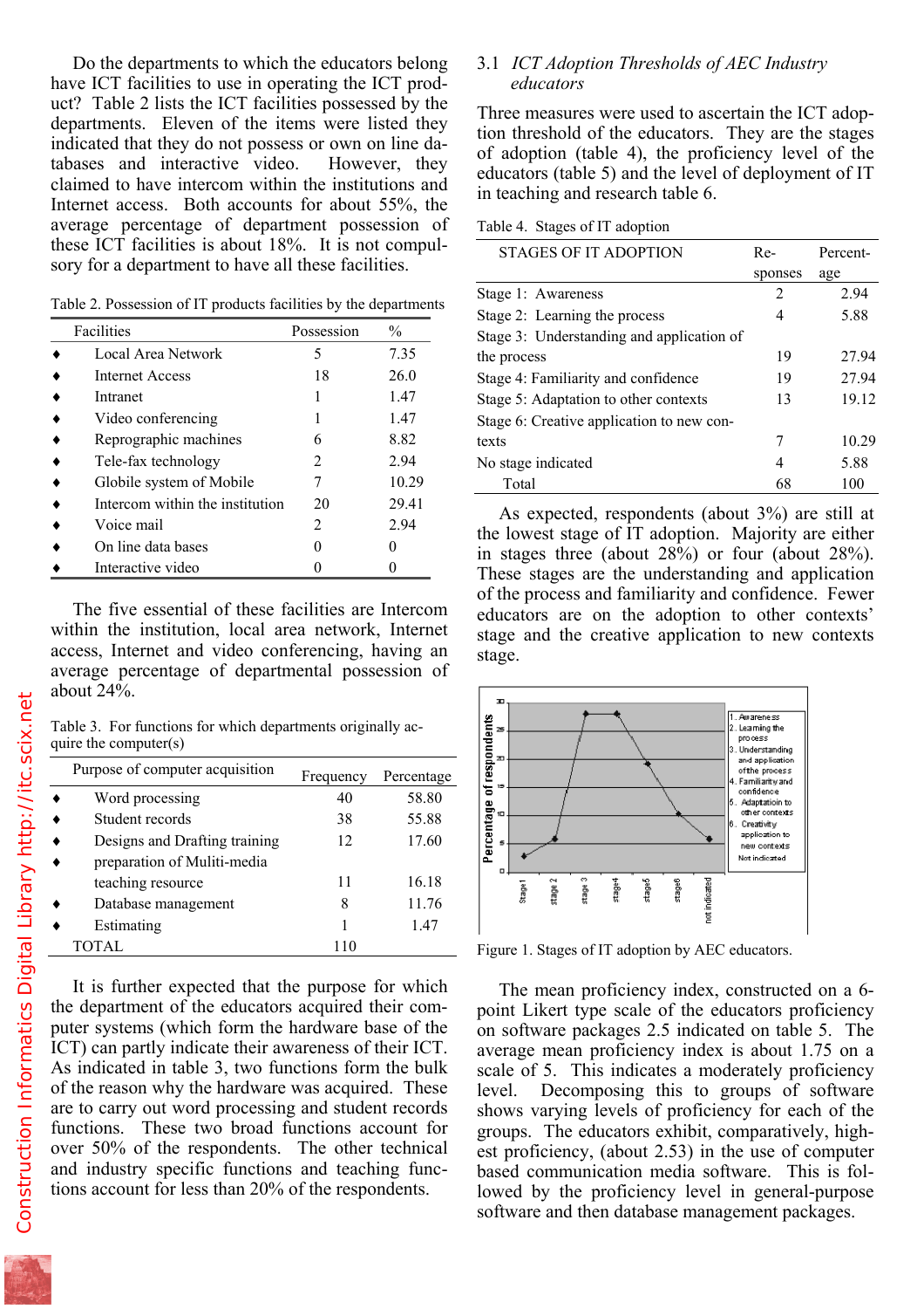Do the departments to which the educators belong have ICT facilities to use in operating the ICT product? Table 2 lists the ICT facilities possessed by the departments. Eleven of the items were listed they indicated that they do not possess or own on line databases and interactive video. However, they claimed to have intercom within the institutions and Internet access. Both accounts for about 55%, the average percentage of department possession of these ICT facilities is about 18%. It is not compulsory for a department to have all these facilities.

Table 2. Possession of IT products facilities by the departments

| Facilities | Possession | % |
|---|---|---|
| ♦ Local Area Network | 5 | 7.35 |
| ♦ Internet Access | 18 | 26.0 |
| ♦ Intranet | 1 | 1.47 |
| ♦ Video conferencing | 1 | 1.47 |
| ♦ Reprographic machines | 6 | 8.82 |
| ♦ Tele-fax technology | 2 | 2.94 |
| ♦ Globile system of Mobile | 7 | 10.29 |
| ♦ Intercom within the institution | 20 | 29.41 |
| ♦ Voice mail | 2 | 2.94 |
| ♦ On line data bases | 0 | 0 |
| ♦ Interactive video | 0 | 0 |

The five essential of these facilities are Intercom within the institution, local area network, Internet access, Internet and video conferencing, having an average percentage of departmental possession of about 24%.

Table 3. For functions for which departments originally acquire the computer(s)

| Purpose of computer acquisition | Frequency | Percentage |
|---|---|---|
| ♦ Word processing | 40 | 58.80 |
| ♦ Student records | 38 | 55.88 |
| ♦ Designs and Drafting training | 12 | 17.60 |
| ♦ preparation of Muliti-media teaching resource | 11 | 16.18 |
| ♦ Database management | 8 | 11.76 |
| ♦ Estimating | 1 | 1.47 |
| TOTAL | 110 | |

It is further expected that the purpose for which the department of the educators acquired their computer systems (which form the hardware base of the ICT) can partly indicate their awareness of their ICT. As indicated in table 3, two functions form the bulk of the reason why the hardware was acquired. These are to carry out word processing and student records functions. These two broad functions account for over 50% of the respondents. The other technical and industry specific functions and teaching functions account for less than 20% of the respondents.

### 3.1 *ICT Adoption Thresholds of AEC Industry educators*

Three measures were used to ascertain the ICT adoption threshold of the educators. They are the stages of adoption (table 4), the proficiency level of the educators (table 5) and the level of deployment of IT in teaching and research table 6.

Table 4. Stages of IT adoption

| STAGES OF IT ADOPTION | Responses | Percentage |
|---|---|---|
| Stage 1: Awareness | 2 | 2.94 |
| Stage 2: Learning the process | 4 | 5.88 |
| Stage 3: Understanding and application of the process | 19 | 27.94 |
| Stage 4: Familiarity and confidence | 19 | 27.94 |
| Stage 5: Adaptation to other contexts | 13 | 19.12 |
| Stage 6: Creative application to new contexts | 7 | 10.29 |
| No stage indicated | 4 | 5.88 |
| Total | 68 | 100 |

As expected, respondents (about 3%) are still at the lowest stage of IT adoption. Majority are either in stages three (about 28%) or four (about 28%). These stages are the understanding and application of the process and familiarity and confidence. Fewer educators are on the adoption to other contexts' stage and the creative application to new contexts stage.

Percentage of respondents
30
25
20
15
10
5
0
Stage1
stage 2
stage 3
stage4
stage5
stage6
not indicated
1. Awareness
2. Learning the process
3. Understanding and application of the process
4. Familiarity and confidence
5. Adaptation to other contexts
6. Creativity application to new contexts
Not indicated

Figure 1. Stages of IT adoption by AEC educators.

The mean proficiency index, constructed on a 6-point Likert type scale of the educators proficiency on software packages 2.5 indicated on table 5. The average mean proficiency index is about 1.75 on a scale of 5. This indicates a moderately proficiency level. Decomposing this to groups of software shows varying levels of proficiency for each of the groups. The educators exhibit, comparatively, highest proficiency, (about 2.53) in the use of computer based communication media software. This is followed by the proficiency level in general-purpose software and then database management packages.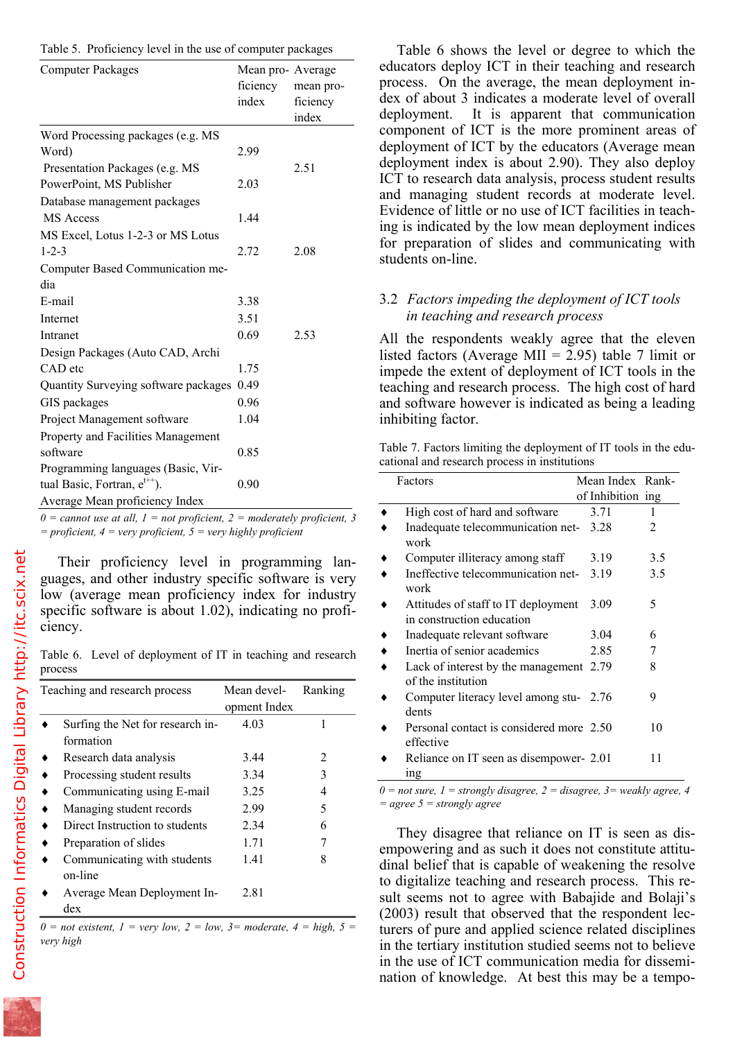Table 5. Proficiency level in the use of computer packages

| Computer Packages | Mean proficiency index | Average mean proficiency index |
|---|---|---|
| Word Processing packages (e.g. MS Word) | 2.99 | |
| Presentation Packages (e.g. MS PowerPoint, MS Publisher | 2.03 | 2.51 |
| Database management packages MS Access | 1.44 | |
| MS Excel, Lotus 1-2-3 or MS Lotus 1-2-3 | 2.72 | 2.08 |
| Computer Based Communication media | | |
| E-mail | 3.38 | |
| Internet | 3.51 | |
| Intranet | 0.69 | 2.53 |
| Design Packages (Auto CAD, Archi CAD etc | 1.75 | |
| Quantity Surveying software packages | 0.49 | |
| GIS packages | 0.96 | |
| Project Management software | 1.04 | |
| Property and Facilities Management software | 0.85 | |
| Programming languages (Basic, Virtual Basic, Fortran, e[t++]). | 0.90 | |
| Average Mean proficiency Index | | |

*0 = cannot use at all, 1 = not proficient, 2 = moderately proficient, 3 = proficient, 4 = very proficient, 5 = very highly proficient*

Their proficiency level in programming languages, and other industry specific software is very low (average mean proficiency index for industry specific software is about 1.02), indicating no proficiency.

Table 6. Level of deployment of IT in teaching and research process

| Teaching and research process | Mean development Index | Ranking |
|---|---|---|
| ♦ Surfing the Net for research information | 4.03 | 1 |
| ♦ Research data analysis | 3.44 | 2 |
| ♦ Processing student results | 3.34 | 3 |
| ♦ Communicating using E-mail | 3.25 | 4 |
| ♦ Managing student records | 2.99 | 5 |
| ♦ Direct Instruction to students | 2.34 | 6 |
| ♦ Preparation of slides | 1.71 | 7 |
| ♦ Communicating with students on-line | 1.41 | 8 |
| ♦ Average Mean Deployment Index | 2.81 | |

*0 = not existent, 1 = very low, 2 = low, 3= moderate, 4 = high, 5 = very high*

Table 6 shows the level or degree to which the educators deploy ICT in their teaching and research process. On the average, the mean deployment index of about 3 indicates a moderate level of overall deployment. It is apparent that communication component of ICT is the more prominent areas of deployment of ICT by the educators (Average mean deployment index is about 2.90). They also deploy ICT to research data analysis, process student results and managing student records at moderate level. Evidence of little or no use of ICT facilities in teaching is indicated by the low mean deployment indices for preparation of slides and communicating with students on-line.

### 3.2 *Factors impeding the deployment of ICT tools in teaching and research process*

All the respondents weakly agree that the eleven listed factors (Average MII = 2.95) table 7 limit or impede the extent of deployment of ICT tools in the teaching and research process. The high cost of hard and software however is indicated as being a leading inhibiting factor.

Table 7. Factors limiting the deployment of IT tools in the educational and research process in institutions

| Factors | Mean Index of Inhibition | Ranking |
|---|---|---|
| ♦ High cost of hard and software | 3.71 | 1 |
| ♦ Inadequate telecommunication network | 3.28 | 2 |
| ♦ Computer illiteracy among staff | 3.19 | 3.5 |
| ♦ Ineffective telecommunication network | 3.19 | 3.5 |
| ♦ Attitudes of staff to IT deployment in construction education | 3.09 | 5 |
| ♦ Inadequate relevant software | 3.04 | 6 |
| ♦ Inertia of senior academics | 2.85 | 7 |
| ♦ Lack of interest by the management of the institution | 2.79 | 8 |
| ♦ Computer literacy level among students | 2.76 | 9 |
| ♦ Personal contact is considered more effective | 2.50 | 10 |
| ♦ Reliance on IT seen as disempowering | 2.01 | 11 |

*0 = not sure, 1 = strongly disagree, 2 = disagree, 3= weakly agree, 4 = agree 5 = strongly agree*

They disagree that reliance on IT is seen as disempowering and as such it does not constitute attitudinal belief that is capable of weakening the resolve to digitalize teaching and research process. This result seems not to agree with Babajide and Bolaji's (2003) result that observed that the respondent lecturers of pure and applied science related disciplines in the tertiary institution studied seems not to believe in the use of ICT communication media for dissemination of knowledge. At best this may be a tempo-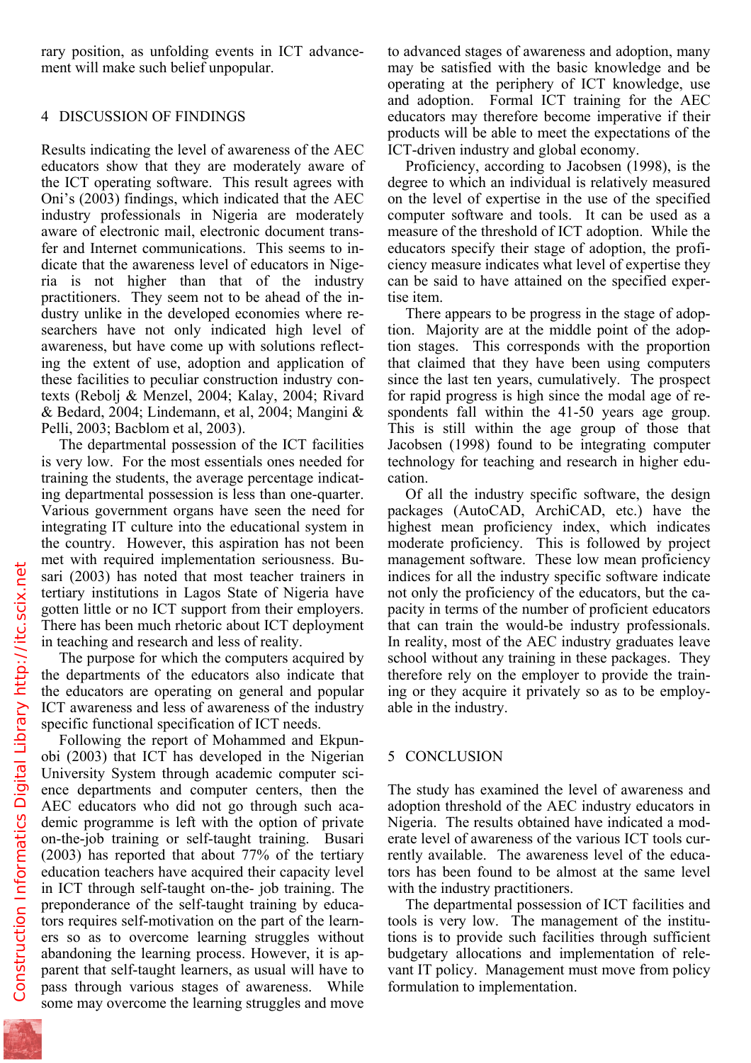rary position, as unfolding events in ICT advancement will make such belief unpopular.

## 4 DISCUSSION OF FINDINGS

Results indicating the level of awareness of the AEC educators show that they are moderately aware of the ICT operating software. This result agrees with Oni's (2003) findings, which indicated that the AEC industry professionals in Nigeria are moderately aware of electronic mail, electronic document transfer and Internet communications. This seems to indicate that the awareness level of educators in Nigeria is not higher than that of the industry practitioners. They seem not to be ahead of the industry unlike in the developed economies where researchers have not only indicated high level of awareness, but have come up with solutions reflecting the extent of use, adoption and application of these facilities to peculiar construction industry contexts (Rebolj & Menzel, 2004; Kalay, 2004; Rivard & Bedard, 2004; Lindemann, et al, 2004; Mangini & Pelli, 2003; Bacblom et al, 2003).

The departmental possession of the ICT facilities is very low. For the most essentials ones needed for training the students, the average percentage indicating departmental possession is less than one-quarter. Various government organs have seen the need for integrating IT culture into the educational system in the country. However, this aspiration has not been met with required implementation seriousness. Busari (2003) has noted that most teacher trainers in tertiary institutions in Lagos State of Nigeria have gotten little or no ICT support from their employers. There has been much rhetoric about ICT deployment in teaching and research and less of reality.

The purpose for which the computers acquired by the departments of the educators also indicate that the educators are operating on general and popular ICT awareness and less of awareness of the industry specific functional specification of ICT needs.

Following the report of Mohammed and Ekpunobi (2003) that ICT has developed in the Nigerian University System through academic computer science departments and computer centers, then the AEC educators who did not go through such academic programme is left with the option of private on-the-job training or self-taught training. Busari (2003) has reported that about 77% of the tertiary education teachers have acquired their capacity level in ICT through self-taught on-the- job training. The preponderance of the self-taught training by educators requires self-motivation on the part of the learners so as to overcome learning struggles without abandoning the learning process. However, it is apparent that self-taught learners, as usual will have to pass through various stages of awareness. While some may overcome the learning struggles and move to advanced stages of awareness and adoption, many may be satisfied with the basic knowledge and be operating at the periphery of ICT knowledge, use and adoption. Formal ICT training for the AEC educators may therefore become imperative if their products will be able to meet the expectations of the ICT-driven industry and global economy.

Proficiency, according to Jacobsen (1998), is the degree to which an individual is relatively measured on the level of expertise in the use of the specified computer software and tools. It can be used as a measure of the threshold of ICT adoption. While the educators specify their stage of adoption, the proficiency measure indicates what level of expertise they can be said to have attained on the specified expertise item.

There appears to be progress in the stage of adoption. Majority are at the middle point of the adoption stages. This corresponds with the proportion that claimed that they have been using computers since the last ten years, cumulatively. The prospect for rapid progress is high since the modal age of respondents fall within the 41-50 years age group. This is still within the age group of those that Jacobsen (1998) found to be integrating computer technology for teaching and research in higher education.

Of all the industry specific software, the design packages (AutoCAD, ArchiCAD, etc.) have the highest mean proficiency index, which indicates moderate proficiency. This is followed by project management software. These low mean proficiency indices for all the industry specific software indicate not only the proficiency of the educators, but the capacity in terms of the number of proficient educators that can train the would-be industry professionals. In reality, most of the AEC industry graduates leave school without any training in these packages. They therefore rely on the employer to provide the training or they acquire it privately so as to be employable in the industry.

## 5 CONCLUSION

The study has examined the level of awareness and adoption threshold of the AEC industry educators in Nigeria. The results obtained have indicated a moderate level of awareness of the various ICT tools currently available. The awareness level of the educators has been found to be almost at the same level with the industry practitioners.

The departmental possession of ICT facilities and tools is very low. The management of the institutions is to provide such facilities through sufficient budgetary allocations and implementation of relevant IT policy. Management must move from policy formulation to implementation.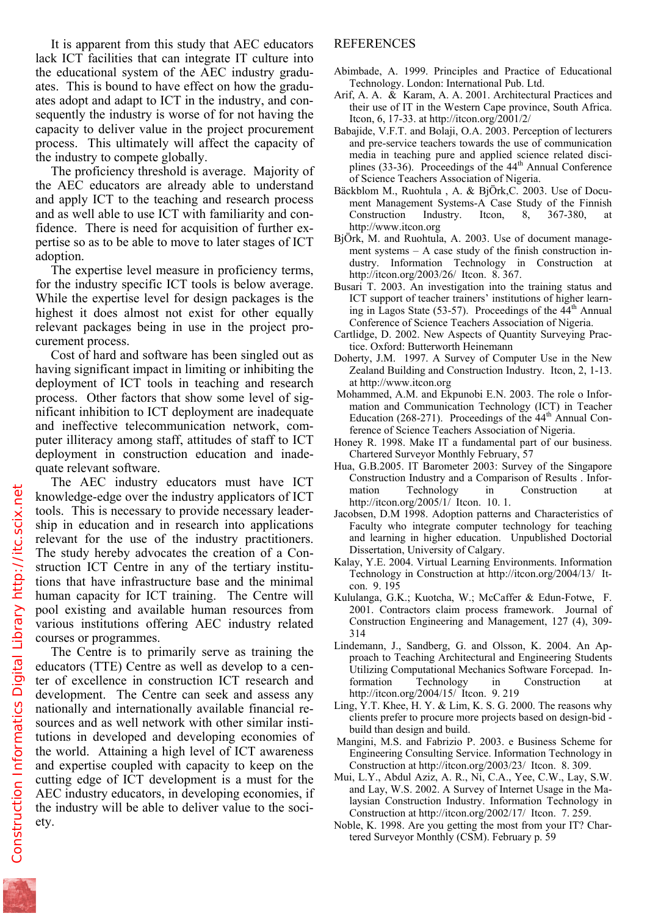It is apparent from this study that AEC educators lack ICT facilities that can integrate IT culture into the educational system of the AEC industry graduates. This is bound to have effect on how the graduates adopt and adapt to ICT in the industry, and consequently the industry is worse of for not having the capacity to deliver value in the project procurement process. This ultimately will affect the capacity of the industry to compete globally.

The proficiency threshold is average. Majority of the AEC educators are already able to understand and apply ICT to the teaching and research process and as well able to use ICT with familiarity and confidence. There is need for acquisition of further expertise so as to be able to move to later stages of ICT adoption.

The expertise level measure in proficiency terms, for the industry specific ICT tools is below average. While the expertise level for design packages is the highest it does almost not exist for other equally relevant packages being in use in the project procurement process.

Cost of hard and software has been singled out as having significant impact in limiting or inhibiting the deployment of ICT tools in teaching and research process. Other factors that show some level of significant inhibition to ICT deployment are inadequate and ineffective telecommunication network, computer illiteracy among staff, attitudes of staff to ICT deployment in construction education and inadequate relevant software.

The AEC industry educators must have ICT knowledge-edge over the industry applicators of ICT tools. This is necessary to provide necessary leadership in education and in research into applications relevant for the use of the industry practitioners. The study hereby advocates the creation of a Construction ICT Centre in any of the tertiary institutions that have infrastructure base and the minimal human capacity for ICT training. The Centre will pool existing and available human resources from various institutions offering AEC industry related courses or programmes.

The Centre is to primarily serve as training the educators (TTE) Centre as well as develop to a center of excellence in construction ICT research and development. The Centre can seek and assess any nationally and internationally available financial resources and as well network with other similar institutions in developed and developing economies of the world. Attaining a high level of ICT awareness and expertise coupled with capacity to keep on the cutting edge of ICT development is a must for the AEC industry educators, in developing economies, if the industry will be able to deliver value to the society.

## REFERENCES

Abimbade, A. 1999. Principles and Practice of Educational Technology. London: International Pub. Ltd.

Arif, A. A. & Karam, A. A. 2001. Architectural Practices and their use of IT in the Western Cape province, South Africa. Itcon, 6, 17-33. at http://itcon.org/2001/2/

Babajide, V.F.T. and Bolaji, O.A. 2003. Perception of lecturers and pre-service teachers towards the use of communication media in teaching pure and applied science related disciplines (33-36). Proceedings of the 44th Annual Conference of Science Teachers Association of Nigeria.

Bäckblom M., Ruohtula , A. & BjÖrk,C. 2003. Use of Document Management Systems-A Case Study of the Finnish Construction Industry. Itcon, 8, 367-380, at http://www.itcon.org

BjÖrk, M. and Ruohtula, A. 2003. Use of document management systems – A case study of the finish construction industry. Information Technology in Construction at http://itcon.org/2003/26/ Itcon. 8. 367.

Busari T. 2003. An investigation into the training status and ICT support of teacher trainers' institutions of higher learning in Lagos State (53-57). Proceedings of the 44th Annual Conference of Science Teachers Association of Nigeria.

Cartlidge, D. 2002. New Aspects of Quantity Surveying Practice. Oxford: Butterworth Heinemann

Doherty, J.M. 1997. A Survey of Computer Use in the New Zealand Building and Construction Industry. Itcon, 2, 1-13. at http://www.itcon.org

Mohammed, A.M. and Ekpunobi E.N. 2003. The role o Information and Communication Technology (ICT) in Teacher Education (268-271). Proceedings of the 44th Annual Conference of Science Teachers Association of Nigeria.

Honey R. 1998. Make IT a fundamental part of our business. Chartered Surveyor Monthly February, 57

Hua, G.B.2005. IT Barometer 2003: Survey of the Singapore Construction Industry and a Comparison of Results . Information Technology in Construction at http://itcon.org/2005/1/ Itcon. 10. 1.

Jacobsen, D.M 1998. Adoption patterns and Characteristics of Faculty who integrate computer technology for teaching and learning in higher education. Unpublished Doctorial Dissertation, University of Calgary.

Kalay, Y.E. 2004. Virtual Learning Environments. Information Technology in Construction at http://itcon.org/2004/13/ Itcon. 9. 195

Kululanga, G.K.; Kuotcha, W.; McCaffer & Edun-Fotwe, F. 2001. Contractors claim process framework. Journal of Construction Engineering and Management, 127 (4), 309-314

Lindemann, J., Sandberg, G. and Olsson, K. 2004. An Approach to Teaching Architectural and Engineering Students Utilizing Computational Mechanics Software Forcepad. Information Technology in Construction at http://itcon.org/2004/15/ Itcon. 9. 219

Ling, Y.T. Khee, H. Y. & Lim, K. S. G. 2000. The reasons why clients prefer to procure more projects based on design-bid - build than design and build.

Mangini, M.S. and Fabrizio P. 2003. e Business Scheme for Engineering Consulting Service. Information Technology in Construction at http://itcon.org/2003/23/ Itcon. 8. 309.

Mui, L.Y., Abdul Aziz, A. R., Ni, C.A., Yee, C.W., Lay, S.W. and Lay, W.S. 2002. A Survey of Internet Usage in the Malaysian Construction Industry. Information Technology in Construction at http://itcon.org/2002/17/ Itcon. 7. 259.

Noble, K. 1998. Are you getting the most from your IT? Chartered Surveyor Monthly (CSM). February p. 59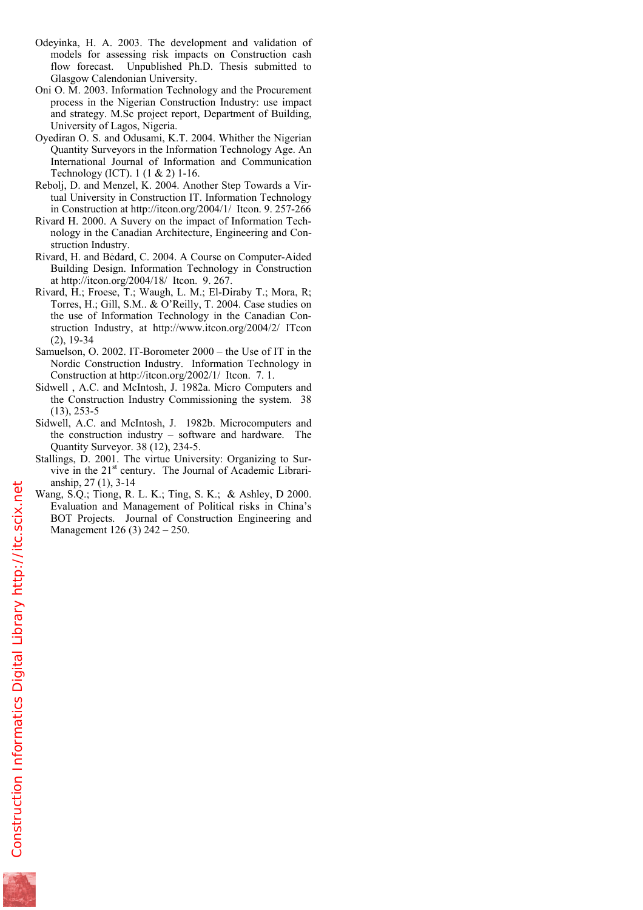Odeyinka, H. A. 2003. The development and validation of models for assessing risk impacts on Construction cash flow forecast. Unpublished Ph.D. Thesis submitted to Glasgow Calendonian University.

Oni O. M. 2003. Information Technology and the Procurement process in the Nigerian Construction Industry: use impact and strategy. M.Sc project report, Department of Building, University of Lagos, Nigeria.

Oyediran O. S. and Odusami, K.T. 2004. Whither the Nigerian Quantity Surveyors in the Information Technology Age. An International Journal of Information and Communication Technology (ICT). 1 (1 & 2) 1-16.

Rebolj, D. and Menzel, K. 2004. Another Step Towards a Virtual University in Construction IT. Information Technology in Construction at http://itcon.org/2004/1/ Itcon. 9. 257-266

Rivard H. 2000. A Suvery on the impact of Information Technology in the Canadian Architecture, Engineering and Construction Industry.

Rivard, H. and Bėdard, C. 2004. A Course on Computer-Aided Building Design. Information Technology in Construction at http://itcon.org/2004/18/ Itcon. 9. 267.

Rivard, H.; Froese, T.; Waugh, L. M.; El-Diraby T.; Mora, R; Torres, H.; Gill, S.M.. & O'Reilly, T. 2004. Case studies on the use of Information Technology in the Canadian Construction Industry, at http://www.itcon.org/2004/2/ ITcon (2), 19-34

Samuelson, O. 2002. IT-Borometer 2000 – the Use of IT in the Nordic Construction Industry. Information Technology in Construction at http://itcon.org/2002/1/ Itcon. 7. 1.

Sidwell , A.C. and McIntosh, J. 1982a. Micro Computers and the Construction Industry Commissioning the system. 38 (13), 253-5

Sidwell, A.C. and McIntosh, J. 1982b. Microcomputers and the construction industry – software and hardware. The Quantity Surveyor. 38 (12), 234-5.

Stallings, D. 2001. The virtue University: Organizing to Survive in the 21st century. The Journal of Academic Librarianship, 27 (1), 3-14

Wang, S.Q.; Tiong, R. L. K.; Ting, S. K.; & Ashley, D 2000. Evaluation and Management of Political risks in China's BOT Projects. Journal of Construction Engineering and Management 126 (3) 242 – 250.